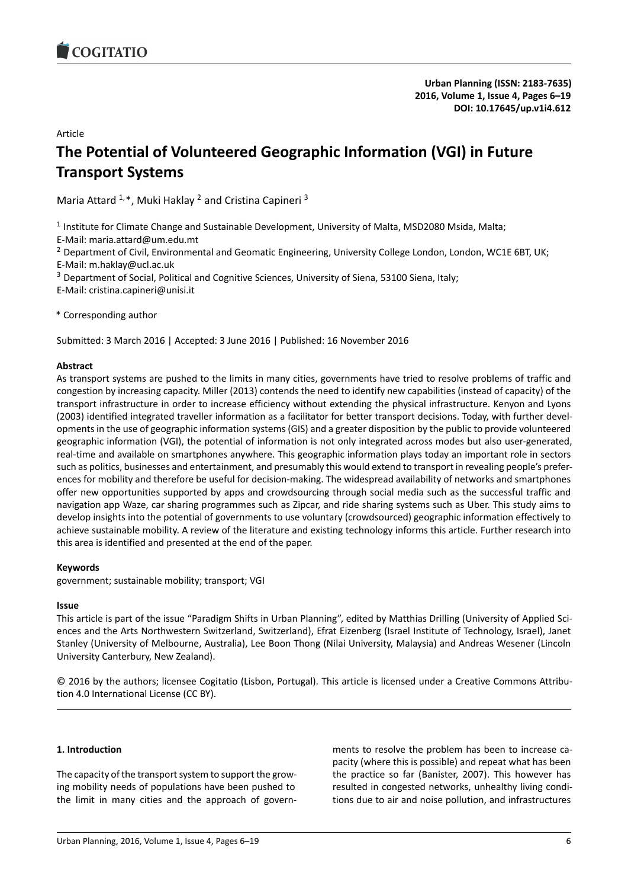Article

# The Potential of Volunteered Geographic Information (VGI) in Future Transport Systems

Maria Attard [1,*], Muki Haklay [2] and Cristina Capineri [3]

[1] Institute for Climate Change and Sustainable Development, University of Malta, MSD2080 Msida, Malta; E-Mail: maria.attard@um.edu.mt

[2] Department of Civil, Environmental and Geomatic Engineering, University College London, London, WC1E 6BT, UK; E-Mail: m.haklay@ucl.ac.uk

[3] Department of Social, Political and Cognitive Sciences, University of Siena, 53100 Siena, Italy; E-Mail: cristina.capineri@unisi.it

* Corresponding author

Submitted: 3 March 2016 | Accepted: 3 June 2016 | Published: 16 November 2016

**Abstract**

As transport systems are pushed to the limits in many cities, governments have tried to resolve problems of traffic and congestion by increasing capacity. Miller (2013) contends the need to identify new capabilities (instead of capacity) of the transport infrastructure in order to increase efficiency without extending the physical infrastructure. Kenyon and Lyons (2003) identified integrated traveller information as a facilitator for better transport decisions. Today, with further developments in the use of geographic information systems (GIS) and a greater disposition by the public to provide volunteered geographic information (VGI), the potential of information is not only integrated across modes but also user-generated, real-time and available on smartphones anywhere. This geographic information plays today an important role in sectors such as politics, businesses and entertainment, and presumably this would extend to transport in revealing people's preferences for mobility and therefore be useful for decision-making. The widespread availability of networks and smartphones offer new opportunities supported by apps and crowdsourcing through social media such as the successful traffic and navigation app Waze, car sharing programmes such as Zipcar, and ride sharing systems such as Uber. This study aims to develop insights into the potential of governments to use voluntary (crowdsourced) geographic information effectively to achieve sustainable mobility. A review of the literature and existing technology informs this article. Further research into this area is identified and presented at the end of the paper.

**Keywords**

government; sustainable mobility; transport; VGI

**Issue**

This article is part of the issue "Paradigm Shifts in Urban Planning", edited by Matthias Drilling (University of Applied Sciences and the Arts Northwestern Switzerland, Switzerland), Efrat Eizenberg (Israel Institute of Technology, Israel), Janet Stanley (University of Melbourne, Australia), Lee Boon Thong (Nilai University, Malaysia) and Andreas Wesener (Lincoln University Canterbury, New Zealand).

© 2016 by the authors; licensee Cogitatio (Lisbon, Portugal). This article is licensed under a Creative Commons Attribution 4.0 International License (CC BY).

## 1. Introduction

The capacity of the transport system to support the growing mobility needs of populations have been pushed to the limit in many cities and the approach of governments to resolve the problem has been to increase capacity (where this is possible) and repeat what has been the practice so far (Banister, 2007). This however has resulted in congested networks, unhealthy living conditions due to air and noise pollution, and infrastructures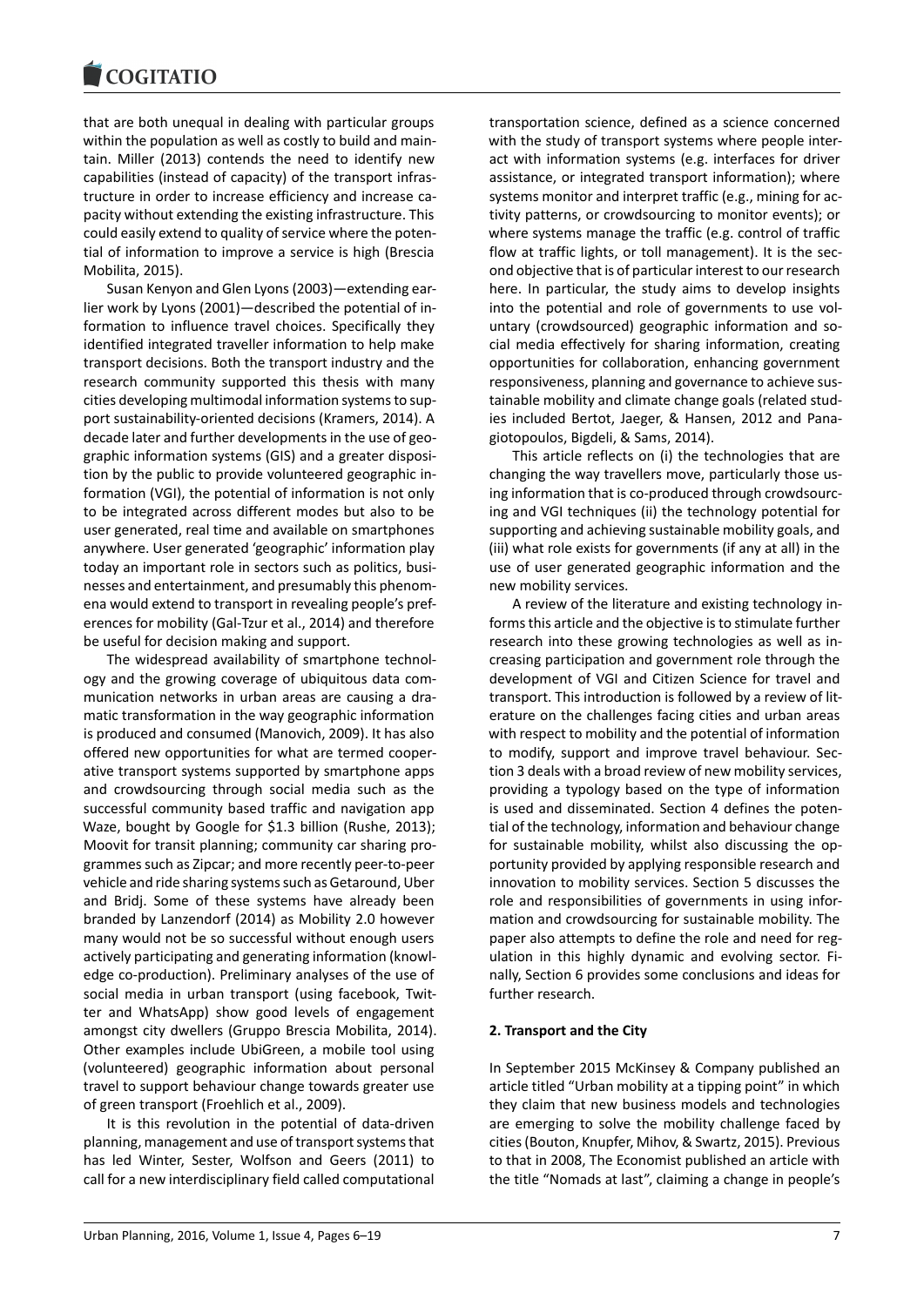that are both unequal in dealing with particular groups within the population as well as costly to build and maintain. Miller (2013) contends the need to identify new capabilities (instead of capacity) of the transport infrastructure in order to increase efficiency and increase capacity without extending the existing infrastructure. This could easily extend to quality of service where the potential of information to improve a service is high (Brescia Mobilita, 2015).

Susan Kenyon and Glen Lyons (2003)—extending earlier work by Lyons (2001)—described the potential of information to influence travel choices. Specifically they identified integrated traveller information to help make transport decisions. Both the transport industry and the research community supported this thesis with many cities developing multimodal information systems to support sustainability-oriented decisions (Kramers, 2014). A decade later and further developments in the use of geographic information systems (GIS) and a greater disposition by the public to provide volunteered geographic information (VGI), the potential of information is not only to be integrated across different modes but also to be user generated, real time and available on smartphones anywhere. User generated 'geographic' information play today an important role in sectors such as politics, businesses and entertainment, and presumably this phenomena would extend to transport in revealing people's preferences for mobility (Gal-Tzur et al., 2014) and therefore be useful for decision making and support.

The widespread availability of smartphone technology and the growing coverage of ubiquitous data communication networks in urban areas are causing a dramatic transformation in the way geographic information is produced and consumed (Manovich, 2009). It has also offered new opportunities for what are termed cooperative transport systems supported by smartphone apps and crowdsourcing through social media such as the successful community based traffic and navigation app Waze, bought by Google for $1.3 billion (Rushe, 2013); Moovit for transit planning; community car sharing programmes such as Zipcar; and more recently peer-to-peer vehicle and ride sharing systems such as Getaround, Uber and Bridj. Some of these systems have already been branded by Lanzendorf (2014) as Mobility 2.0 however many would not be so successful without enough users actively participating and generating information (knowledge co-production). Preliminary analyses of the use of social media in urban transport (using facebook, Twitter and WhatsApp) show good levels of engagement amongst city dwellers (Gruppo Brescia Mobilita, 2014). Other examples include UbiGreen, a mobile tool using (volunteered) geographic information about personal travel to support behaviour change towards greater use of green transport (Froehlich et al., 2009).

It is this revolution in the potential of data-driven planning, management and use of transport systems that has led Winter, Sester, Wolfson and Geers (2011) to call for a new interdisciplinary field called computational transportation science, defined as a science concerned with the study of transport systems where people interact with information systems (e.g. interfaces for driver assistance, or integrated transport information); where systems monitor and interpret traffic (e.g., mining for activity patterns, or crowdsourcing to monitor events); or where systems manage the traffic (e.g. control of traffic flow at traffic lights, or toll management). It is the second objective that is of particular interest to our research here. In particular, the study aims to develop insights into the potential and role of governments to use voluntary (crowdsourced) geographic information and social media effectively for sharing information, creating opportunities for collaboration, enhancing government responsiveness, planning and governance to achieve sustainable mobility and climate change goals (related studies included Bertot, Jaeger, & Hansen, 2012 and Panagiotopoulos, Bigdeli, & Sams, 2014).

This article reflects on (i) the technologies that are changing the way travellers move, particularly those using information that is co-produced through crowdsourcing and VGI techniques (ii) the technology potential for supporting and achieving sustainable mobility goals, and (iii) what role exists for governments (if any at all) in the use of user generated geographic information and the new mobility services.

A review of the literature and existing technology informs this article and the objective is to stimulate further research into these growing technologies as well as increasing participation and government role through the development of VGI and Citizen Science for travel and transport. This introduction is followed by a review of literature on the challenges facing cities and urban areas with respect to mobility and the potential of information to modify, support and improve travel behaviour. Section 3 deals with a broad review of new mobility services, providing a typology based on the type of information is used and disseminated. Section 4 defines the potential of the technology, information and behaviour change for sustainable mobility, whilst also discussing the opportunity provided by applying responsible research and innovation to mobility services. Section 5 discusses the role and responsibilities of governments in using information and crowdsourcing for sustainable mobility. The paper also attempts to define the role and need for regulation in this highly dynamic and evolving sector. Finally, Section 6 provides some conclusions and ideas for further research.

## 2. Transport and the City

In September 2015 McKinsey & Company published an article titled "Urban mobility at a tipping point" in which they claim that new business models and technologies are emerging to solve the mobility challenge faced by cities (Bouton, Knupfer, Mihov, & Swartz, 2015). Previous to that in 2008, The Economist published an article with the title "Nomads at last", claiming a change in people's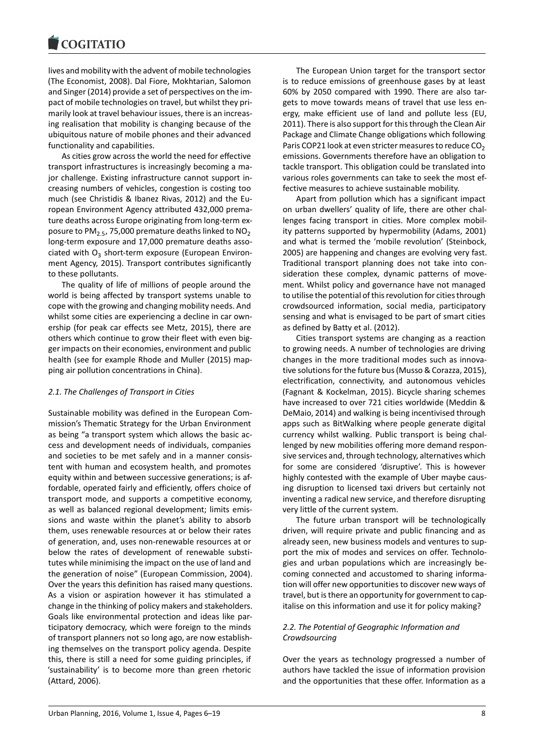lives and mobility with the advent of mobile technologies (The Economist, 2008). Dal Fiore, Mokhtarian, Salomon and Singer (2014) provide a set of perspectives on the impact of mobile technologies on travel, but whilst they primarily look at travel behaviour issues, there is an increasing realisation that mobility is changing because of the ubiquitous nature of mobile phones and their advanced functionality and capabilities.

As cities grow across the world the need for effective transport infrastructures is increasingly becoming a major challenge. Existing infrastructure cannot support increasing numbers of vehicles, congestion is costing too much (see Christidis & Ibanez Rivas, 2012) and the European Environment Agency attributed 432,000 premature deaths across Europe originating from long-term exposure to $PM_{2.5}$, 75,000 premature deaths linked to $NO_2$ long-term exposure and 17,000 premature deaths associated with $O_3$ short-term exposure (European Environment Agency, 2015). Transport contributes significantly to these pollutants.

The quality of life of millions of people around the world is being affected by transport systems unable to cope with the growing and changing mobility needs. And whilst some cities are experiencing a decline in car ownership (for peak car effects see Metz, 2015), there are others which continue to grow their fleet with even bigger impacts on their economies, environment and public health (see for example Rhode and Muller (2015) mapping air pollution concentrations in China).

### *2.1. The Challenges of Transport in Cities*

Sustainable mobility was defined in the European Commission's Thematic Strategy for the Urban Environment as being "a transport system which allows the basic access and development needs of individuals, companies and societies to be met safely and in a manner consistent with human and ecosystem health, and promotes equity within and between successive generations; is affordable, operated fairly and efficiently, offers choice of transport mode, and supports a competitive economy, as well as balanced regional development; limits emissions and waste within the planet's ability to absorb them, uses renewable resources at or below their rates of generation, and, uses non-renewable resources at or below the rates of development of renewable substitutes while minimising the impact on the use of land and the generation of noise" (European Commission, 2004). Over the years this definition has raised many questions. As a vision or aspiration however it has stimulated a change in the thinking of policy makers and stakeholders. Goals like environmental protection and ideas like participatory democracy, which were foreign to the minds of transport planners not so long ago, are now establishing themselves on the transport policy agenda. Despite this, there is still a need for some guiding principles, if 'sustainability' is to become more than green rhetoric (Attard, 2006).

The European Union target for the transport sector is to reduce emissions of greenhouse gases by at least 60% by 2050 compared with 1990. There are also targets to move towards means of travel that use less energy, make efficient use of land and pollute less (EU, 2011). There is also support for this through the Clean Air Package and Climate Change obligations which following Paris COP21 look at even stricter measures to reduce $CO_2$ emissions. Governments therefore have an obligation to tackle transport. This obligation could be translated into various roles governments can take to seek the most effective measures to achieve sustainable mobility.

Apart from pollution which has a significant impact on urban dwellers' quality of life, there are other challenges facing transport in cities. More complex mobility patterns supported by hypermobility (Adams, 2001) and what is termed the 'mobile revolution' (Steinbock, 2005) are happening and changes are evolving very fast. Traditional transport planning does not take into consideration these complex, dynamic patterns of movement. Whilst policy and governance have not managed to utilise the potential of this revolution for cities through crowdsourced information, social media, participatory sensing and what is envisaged to be part of smart cities as defined by Batty et al. (2012).

Cities transport systems are changing as a reaction to growing needs. A number of technologies are driving changes in the more traditional modes such as innovative solutions for the future bus (Musso & Corazza, 2015), electrification, connectivity, and autonomous vehicles (Fagnant & Kockelman, 2015). Bicycle sharing schemes have increased to over 721 cities worldwide (Meddin & DeMaio, 2014) and walking is being incentivised through apps such as BitWalking where people generate digital currency whilst walking. Public transport is being challenged by new mobilities offering more demand responsive services and, through technology, alternatives which for some are considered 'disruptive'. This is however highly contested with the example of Uber maybe causing disruption to licensed taxi drivers but certainly not inventing a radical new service, and therefore disrupting very little of the current system.

The future urban transport will be technologically driven, will require private and public financing and as already seen, new business models and ventures to support the mix of modes and services on offer. Technologies and urban populations which are increasingly becoming connected and accustomed to sharing information will offer new opportunities to discover new ways of travel, but is there an opportunity for government to capitalise on this information and use it for policy making?

### *2.2. The Potential of Geographic Information and Crowdsourcing*

Over the years as technology progressed a number of authors have tackled the issue of information provision and the opportunities that these offer. Information as a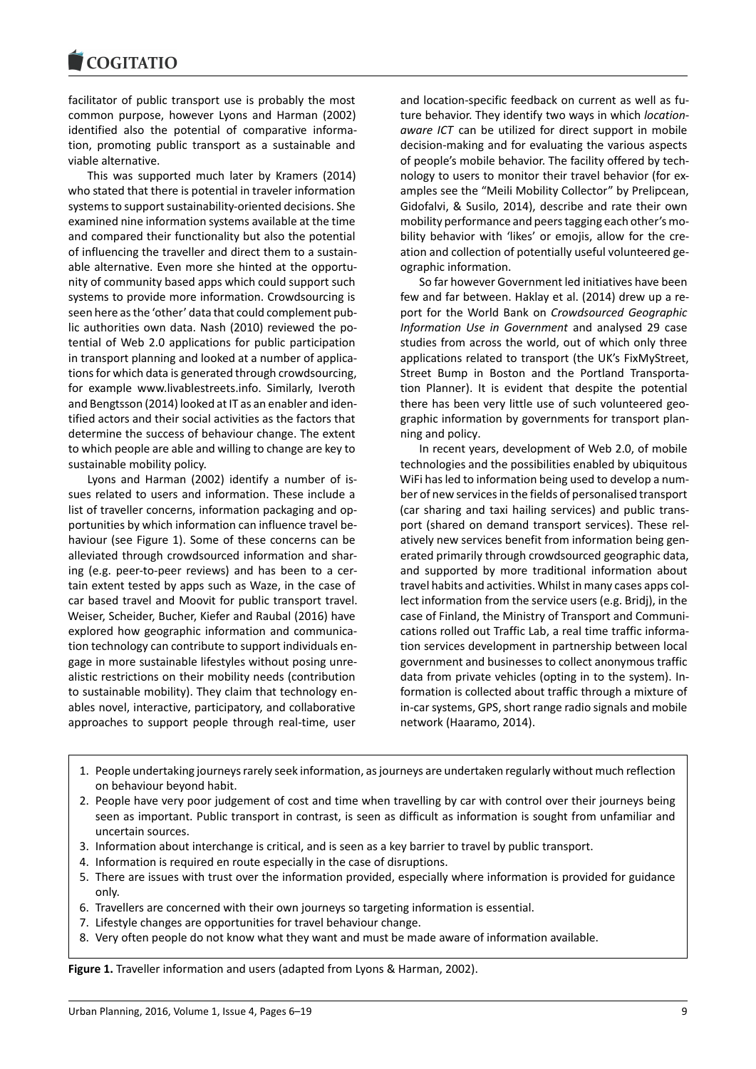facilitator of public transport use is probably the most common purpose, however Lyons and Harman (2002) identified also the potential of comparative information, promoting public transport as a sustainable and viable alternative.

This was supported much later by Kramers (2014) who stated that there is potential in traveler information systems to support sustainability-oriented decisions. She examined nine information systems available at the time and compared their functionality but also the potential of influencing the traveller and direct them to a sustainable alternative. Even more she hinted at the opportunity of community based apps which could support such systems to provide more information. Crowdsourcing is seen here as the 'other' data that could complement public authorities own data. Nash (2010) reviewed the potential of Web 2.0 applications for public participation in transport planning and looked at a number of applications for which data is generated through crowdsourcing, for example www.livablestreets.info. Similarly, Iveroth and Bengtsson (2014) looked at IT as an enabler and identified actors and their social activities as the factors that determine the success of behaviour change. The extent to which people are able and willing to change are key to sustainable mobility policy.

Lyons and Harman (2002) identify a number of issues related to users and information. These include a list of traveller concerns, information packaging and opportunities by which information can influence travel behaviour (see Figure 1). Some of these concerns can be alleviated through crowdsourced information and sharing (e.g. peer-to-peer reviews) and has been to a certain extent tested by apps such as Waze, in the case of car based travel and Moovit for public transport travel. Weiser, Scheider, Bucher, Kiefer and Raubal (2016) have explored how geographic information and communication technology can contribute to support individuals engage in more sustainable lifestyles without posing unrealistic restrictions on their mobility needs (contribution to sustainable mobility). They claim that technology enables novel, interactive, participatory, and collaborative approaches to support people through real-time, user and location-specific feedback on current as well as future behavior. They identify two ways in which *location-aware ICT* can be utilized for direct support in mobile decision-making and for evaluating the various aspects of people's mobile behavior. The facility offered by technology to users to monitor their travel behavior (for examples see the "Meili Mobility Collector" by Prelipcean, Gidofalvi, & Susilo, 2014), describe and rate their own mobility performance and peers tagging each other's mobility behavior with 'likes' or emojis, allow for the creation and collection of potentially useful volunteered geographic information.

So far however Government led initiatives have been few and far between. Haklay et al. (2014) drew up a report for the World Bank on *Crowdsourced Geographic Information Use in Government* and analysed 29 case studies from across the world, out of which only three applications related to transport (the UK's FixMyStreet, Street Bump in Boston and the Portland Transportation Planner). It is evident that despite the potential there has been very little use of such volunteered geographic information by governments for transport planning and policy.

In recent years, development of Web 2.0, of mobile technologies and the possibilities enabled by ubiquitous WiFi has led to information being used to develop a number of new services in the fields of personalised transport (car sharing and taxi hailing services) and public transport (shared on demand transport services). These relatively new services benefit from information being generated primarily through crowdsourced geographic data, and supported by more traditional information about travel habits and activities. Whilst in many cases apps collect information from the service users (e.g. Bridj), in the case of Finland, the Ministry of Transport and Communications rolled out Traffic Lab, a real time traffic information services development in partnership between local government and businesses to collect anonymous traffic data from private vehicles (opting in to the system). Information is collected about traffic through a mixture of in-car systems, GPS, short range radio signals and mobile network (Haaramo, 2014).

1. People undertaking journeys rarely seek information, as journeys are undertaken regularly without much reflection on behaviour beyond habit.
2. People have very poor judgement of cost and time when travelling by car with control over their journeys being seen as important. Public transport in contrast, is seen as difficult as information is sought from unfamiliar and uncertain sources.
3. Information about interchange is critical, and is seen as a key barrier to travel by public transport.
4. Information is required en route especially in the case of disruptions.
5. There are issues with trust over the information provided, especially where information is provided for guidance only.
6. Travellers are concerned with their own journeys so targeting information is essential.
7. Lifestyle changes are opportunities for travel behaviour change.
8. Very often people do not know what they want and must be made aware of information available.

**Figure 1.** Traveller information and users (adapted from Lyons & Harman, 2002).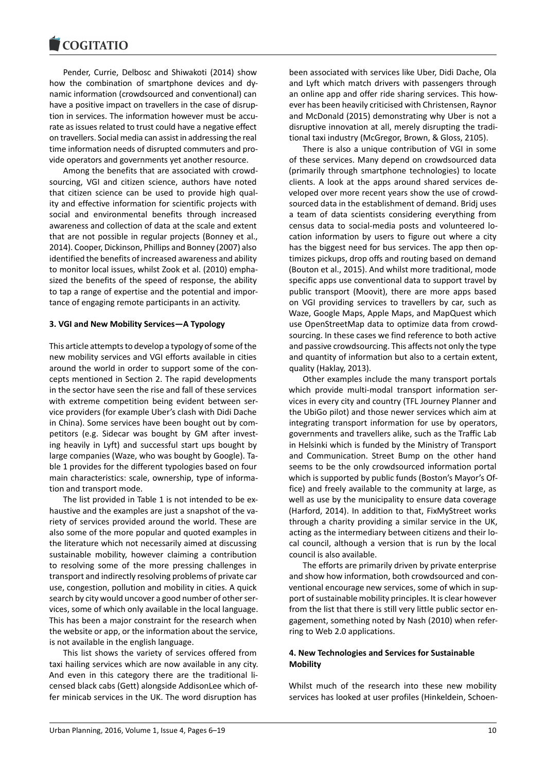Pender, Currie, Delbosc and Shiwakoti (2014) show how the combination of smartphone devices and dynamic information (crowdsourced and conventional) can have a positive impact on travellers in the case of disruption in services. The information however must be accurate as issues related to trust could have a negative effect on travellers. Social media can assist in addressing the real time information needs of disrupted commuters and provide operators and governments yet another resource.

Among the benefits that are associated with crowdsourcing, VGI and citizen science, authors have noted that citizen science can be used to provide high quality and effective information for scientific projects with social and environmental benefits through increased awareness and collection of data at the scale and extent that are not possible in regular projects (Bonney et al., 2014). Cooper, Dickinson, Phillips and Bonney (2007) also identified the benefits of increased awareness and ability to monitor local issues, whilst Zook et al. (2010) emphasized the benefits of the speed of response, the ability to tap a range of expertise and the potential and importance of engaging remote participants in an activity.

## 3. VGI and New Mobility Services—A Typology

This article attempts to develop a typology of some of the new mobility services and VGI efforts available in cities around the world in order to support some of the concepts mentioned in Section 2. The rapid developments in the sector have seen the rise and fall of these services with extreme competition being evident between service providers (for example Uber's clash with Didi Dache in China). Some services have been bought out by competitors (e.g. Sidecar was bought by GM after investing heavily in Lyft) and successful start ups bought by large companies (Waze, who was bought by Google). Table 1 provides for the different typologies based on four main characteristics: scale, ownership, type of information and transport mode.

The list provided in Table 1 is not intended to be exhaustive and the examples are just a snapshot of the variety of services provided around the world. These are also some of the more popular and quoted examples in the literature which not necessarily aimed at discussing sustainable mobility, however claiming a contribution to resolving some of the more pressing challenges in transport and indirectly resolving problems of private car use, congestion, pollution and mobility in cities. A quick search by city would uncover a good number of other services, some of which only available in the local language. This has been a major constraint for the research when the website or app, or the information about the service, is not available in the english language.

This list shows the variety of services offered from taxi hailing services which are now available in any city. And even in this category there are the traditional licensed black cabs (Gett) alongside AddisonLee which offer minicab services in the UK. The word disruption has been associated with services like Uber, Didi Dache, Ola and Lyft which match drivers with passengers through an online app and offer ride sharing services. This however has been heavily criticised with Christensen, Raynor and McDonald (2015) demonstrating why Uber is not a disruptive innovation at all, merely disrupting the traditional taxi industry (McGregor, Brown, & Gloss, 2105).

There is also a unique contribution of VGI in some of these services. Many depend on crowdsourced data (primarily through smartphone technologies) to locate clients. A look at the apps around shared services developed over more recent years show the use of crowdsourced data in the establishment of demand. Bridj uses a team of data scientists considering everything from census data to social-media posts and volunteered location information by users to figure out where a city has the biggest need for bus services. The app then optimizes pickups, drop offs and routing based on demand (Bouton et al., 2015). And whilst more traditional, mode specific apps use conventional data to support travel by public transport (Moovit), there are more apps based on VGI providing services to travellers by car, such as Waze, Google Maps, Apple Maps, and MapQuest which use OpenStreetMap data to optimize data from crowdsourcing. In these cases we find reference to both active and passive crowdsourcing. This affects not only the type and quantity of information but also to a certain extent, quality (Haklay, 2013).

Other examples include the many transport portals which provide multi-modal transport information services in every city and country (TFL Journey Planner and the UbiGo pilot) and those newer services which aim at integrating transport information for use by operators, governments and travellers alike, such as the Traffic Lab in Helsinki which is funded by the Ministry of Transport and Communication. Street Bump on the other hand seems to be the only crowdsourced information portal which is supported by public funds (Boston's Mayor's Office) and freely available to the community at large, as well as use by the municipality to ensure data coverage (Harford, 2014). In addition to that, FixMyStreet works through a charity providing a similar service in the UK, acting as the intermediary between citizens and their local council, although a version that is run by the local council is also available.

The efforts are primarily driven by private enterprise and show how information, both crowdsourced and conventional encourage new services, some of which in support of sustainable mobility principles. It is clear however from the list that there is still very little public sector engagement, something noted by Nash (2010) when referring to Web 2.0 applications.

## 4. New Technologies and Services for Sustainable Mobility

Whilst much of the research into these new mobility services has looked at user profiles (Hinkeldein, Schoen-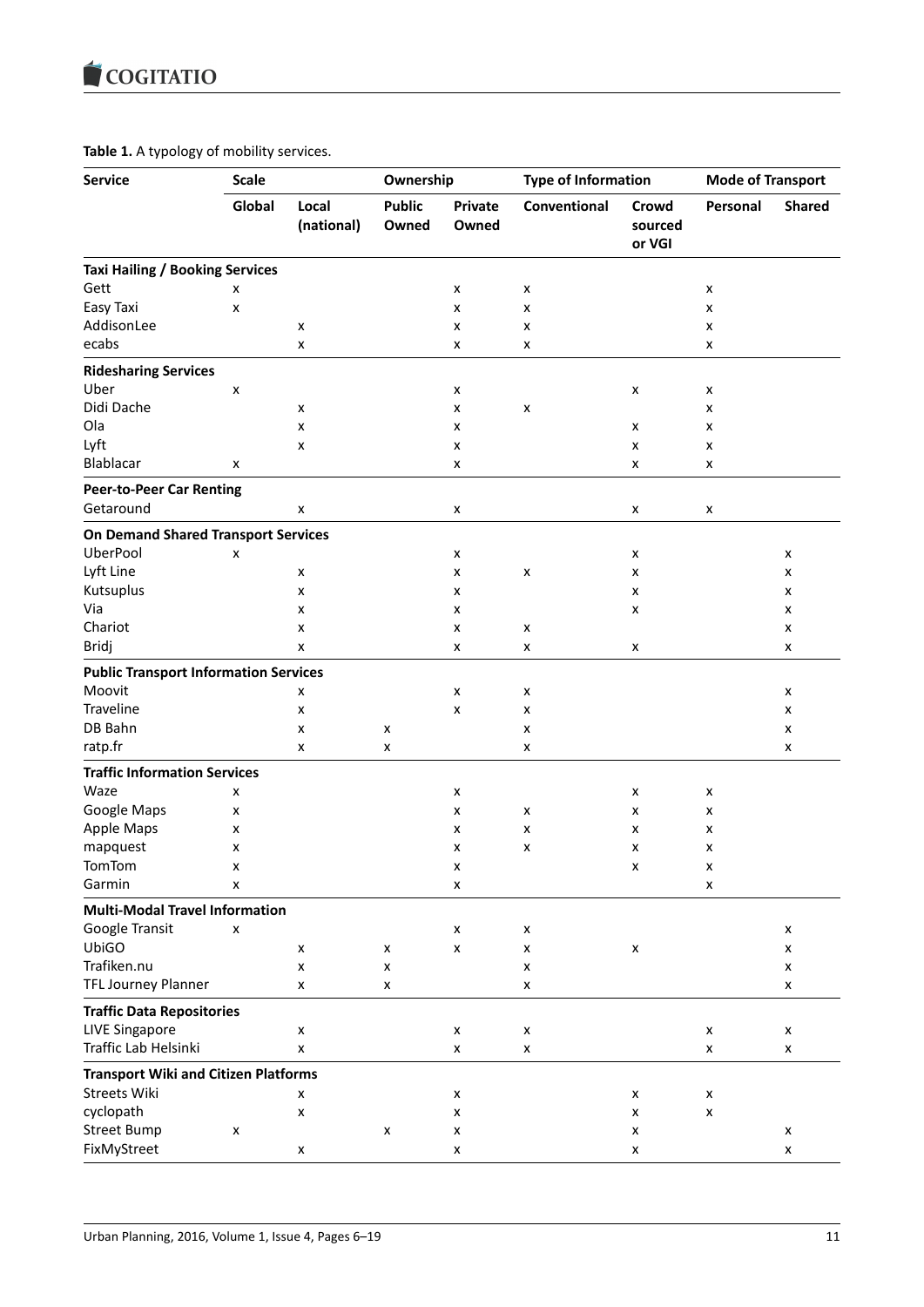**Table 1.** A typology of mobility services.

| Service | Scale | | Ownership | | Type of Information | | Mode of Transport | |
|---|---|---|---|---|---|---|---|---|
| | Global | Local (national) | Public Owned | Private Owned | Conventional | Crowd sourced or VGI | Personal | Shared |
| **Taxi Hailing / Booking Services** | | | | | | | | |
| Gett | x | | | x | x | | x | |
| Easy Taxi | x | | | x | x | | x | |
| AddisonLee | | x | | x | x | | x | |
| ecabs | | x | | x | x | | x | |
| **Ridesharing Services** | | | | | | | | |
| Uber | x | | | x | | x | x | |
| Didi Dache | | x | | x | x | | x | |
| Ola | | x | | x | | x | x | |
| Lyft | | x | | x | | x | x | |
| Blablacar | x | | | x | | x | x | |
| **Peer-to-Peer Car Renting** | | | | | | | | |
| Getaround | | x | | x | | x | x | |
| **On Demand Shared Transport Services** | | | | | | | | |
| UberPool | x | | | x | | x | | x |
| Lyft Line | | x | | x | x | x | | x |
| Kutsuplus | | x | | x | | x | | x |
| Via | | x | | x | | x | | x |
| Chariot | | x | | x | x | | | x |
| Bridj | | x | | x | x | x | | x |
| **Public Transport Information Services** | | | | | | | | |
| Moovit | | x | | x | x | | | x |
| Traveline | | x | | x | x | | | x |
| DB Bahn | | x | x | | x | | | x |
| ratp.fr | | x | x | | x | | | x |
| **Traffic Information Services** | | | | | | | | |
| Waze | x | | | x | | x | x | |
| Google Maps | x | | | x | x | x | x | |
| Apple Maps | x | | | x | x | x | x | |
| mapquest | x | | | x | x | x | x | |
| TomTom | x | | | x | | x | x | |
| Garmin | x | | | x | | | x | |
| **Multi-Modal Travel Information** | | | | | | | | |
| Google Transit | x | | | x | x | | | x |
| UbiGO | | x | x | x | x | x | | x |
| Trafiken.nu | | x | x | | x | | | x |
| TFL Journey Planner | | x | x | | x | | | x |
| **Traffic Data Repositories** | | | | | | | | |
| LIVE Singapore | | x | | x | x | | x | x |
| Traffic Lab Helsinki | | x | | x | x | | x | x |
| **Transport Wiki and Citizen Platforms** | | | | | | | | |
| Streets Wiki | | x | | x | | x | x | |
| cyclopath | | x | | x | | x | x | |
| Street Bump | x | | x | x | | x | | x |
| FixMyStreet | | x | | x | | x | | x |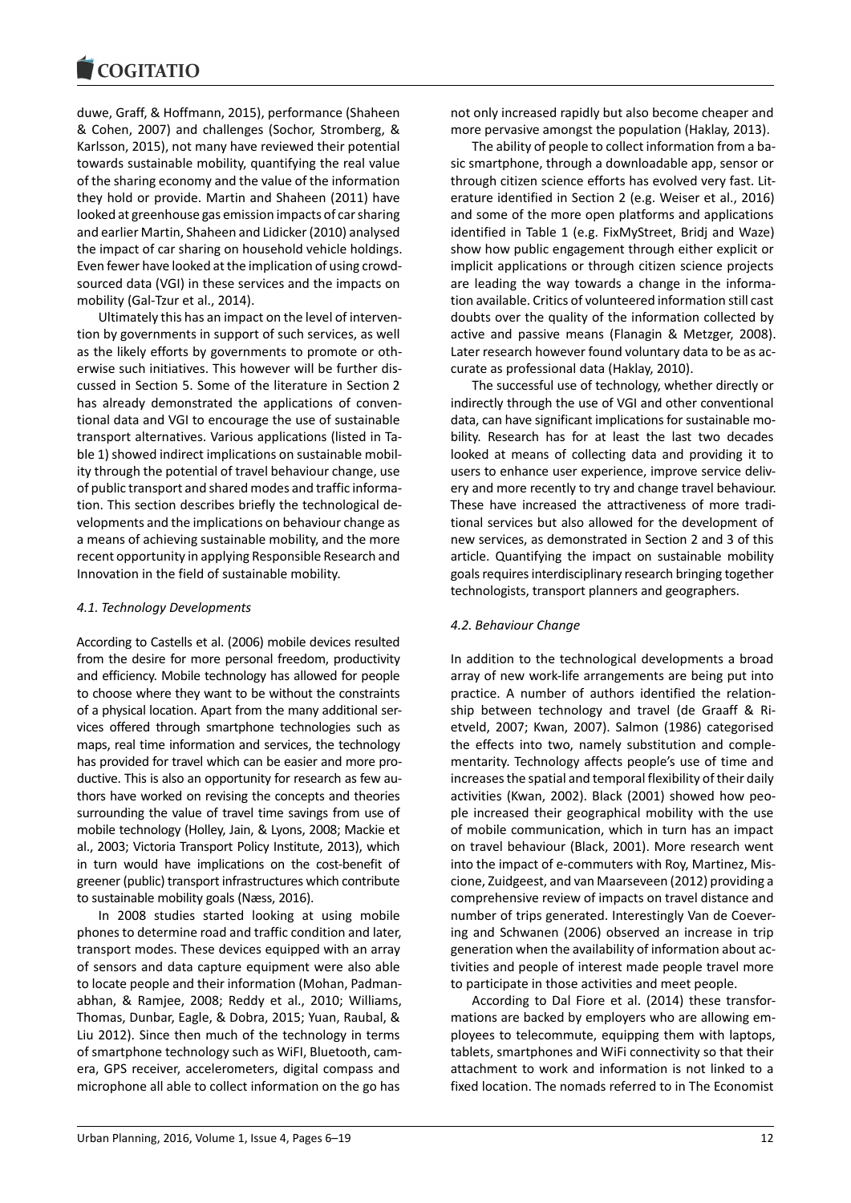duwe, Graff, & Hoffmann, 2015), performance (Shaheen & Cohen, 2007) and challenges (Sochor, Stromberg, & Karlsson, 2015), not many have reviewed their potential towards sustainable mobility, quantifying the real value of the sharing economy and the value of the information they hold or provide. Martin and Shaheen (2011) have looked at greenhouse gas emission impacts of car sharing and earlier Martin, Shaheen and Lidicker (2010) analysed the impact of car sharing on household vehicle holdings. Even fewer have looked at the implication of using crowd-sourced data (VGI) in these services and the impacts on mobility (Gal-Tzur et al., 2014).

Ultimately this has an impact on the level of intervention by governments in support of such services, as well as the likely efforts by governments to promote or otherwise such initiatives. This however will be further discussed in Section 5. Some of the literature in Section 2 has already demonstrated the applications of conventional data and VGI to encourage the use of sustainable transport alternatives. Various applications (listed in Table 1) showed indirect implications on sustainable mobility through the potential of travel behaviour change, use of public transport and shared modes and traffic information. This section describes briefly the technological developments and the implications on behaviour change as a means of achieving sustainable mobility, and the more recent opportunity in applying Responsible Research and Innovation in the field of sustainable mobility.

### *4.1. Technology Developments*

According to Castells et al. (2006) mobile devices resulted from the desire for more personal freedom, productivity and efficiency. Mobile technology has allowed for people to choose where they want to be without the constraints of a physical location. Apart from the many additional services offered through smartphone technologies such as maps, real time information and services, the technology has provided for travel which can be easier and more productive. This is also an opportunity for research as few authors have worked on revising the concepts and theories surrounding the value of travel time savings from use of mobile technology (Holley, Jain, & Lyons, 2008; Mackie et al., 2003; Victoria Transport Policy Institute, 2013), which in turn would have implications on the cost-benefit of greener (public) transport infrastructures which contribute to sustainable mobility goals (Næss, 2016).

In 2008 studies started looking at using mobile phones to determine road and traffic condition and later, transport modes. These devices equipped with an array of sensors and data capture equipment were also able to locate people and their information (Mohan, Padmanabhan, & Ramjee, 2008; Reddy et al., 2010; Williams, Thomas, Dunbar, Eagle, & Dobra, 2015; Yuan, Raubal, & Liu 2012). Since then much of the technology in terms of smartphone technology such as WiFI, Bluetooth, camera, GPS receiver, accelerometers, digital compass and microphone all able to collect information on the go has not only increased rapidly but also become cheaper and more pervasive amongst the population (Haklay, 2013).

The ability of people to collect information from a basic smartphone, through a downloadable app, sensor or through citizen science efforts has evolved very fast. Literature identified in Section 2 (e.g. Weiser et al., 2016) and some of the more open platforms and applications identified in Table 1 (e.g. FixMyStreet, Bridj and Waze) show how public engagement through either explicit or implicit applications or through citizen science projects are leading the way towards a change in the information available. Critics of volunteered information still cast doubts over the quality of the information collected by active and passive means (Flanagin & Metzger, 2008). Later research however found voluntary data to be as accurate as professional data (Haklay, 2010).

The successful use of technology, whether directly or indirectly through the use of VGI and other conventional data, can have significant implications for sustainable mobility. Research has for at least the last two decades looked at means of collecting data and providing it to users to enhance user experience, improve service delivery and more recently to try and change travel behaviour. These have increased the attractiveness of more traditional services but also allowed for the development of new services, as demonstrated in Section 2 and 3 of this article. Quantifying the impact on sustainable mobility goals requires interdisciplinary research bringing together technologists, transport planners and geographers.

### *4.2. Behaviour Change*

In addition to the technological developments a broad array of new work-life arrangements are being put into practice. A number of authors identified the relationship between technology and travel (de Graaff & Rietveld, 2007; Kwan, 2007). Salmon (1986) categorised the effects into two, namely substitution and complementarity. Technology affects people's use of time and increases the spatial and temporal flexibility of their daily activities (Kwan, 2002). Black (2001) showed how people increased their geographical mobility with the use of mobile communication, which in turn has an impact on travel behaviour (Black, 2001). More research went into the impact of e-commuters with Roy, Martinez, Miscione, Zuidgeest, and van Maarseveen (2012) providing a comprehensive review of impacts on travel distance and number of trips generated. Interestingly Van de Coevering and Schwanen (2006) observed an increase in trip generation when the availability of information about activities and people of interest made people travel more to participate in those activities and meet people.

According to Dal Fiore et al. (2014) these transformations are backed by employers who are allowing employees to telecommute, equipping them with laptops, tablets, smartphones and WiFi connectivity so that their attachment to work and information is not linked to a fixed location. The nomads referred to in The Economist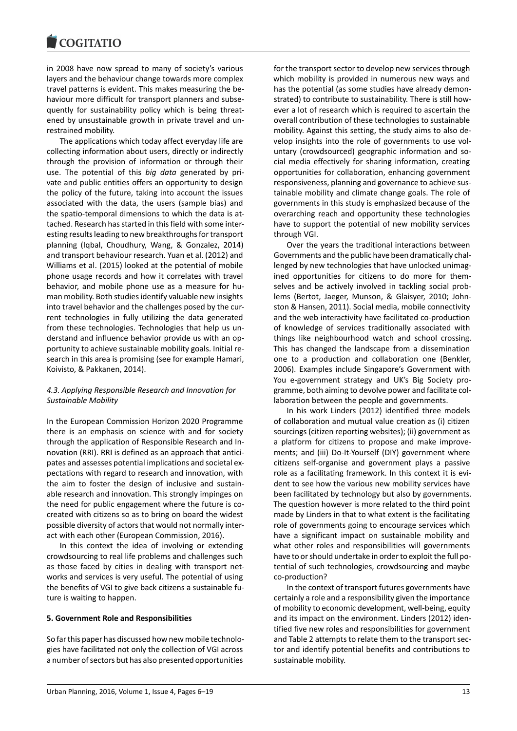in 2008 have now spread to many of society's various layers and the behaviour change towards more complex travel patterns is evident. This makes measuring the behaviour more difficult for transport planners and subsequently for sustainability policy which is being threatened by unsustainable growth in private travel and unrestrained mobility.

The applications which today affect everyday life are collecting information about users, directly or indirectly through the provision of information or through their use. The potential of this *big data* generated by private and public entities offers an opportunity to design the policy of the future, taking into account the issues associated with the data, the users (sample bias) and the spatio-temporal dimensions to which the data is attached. Research has started in this field with some interesting results leading to new breakthroughs for transport planning (Iqbal, Choudhury, Wang, & Gonzalez, 2014) and transport behaviour research. Yuan et al. (2012) and Williams et al. (2015) looked at the potential of mobile phone usage records and how it correlates with travel behavior, and mobile phone use as a measure for human mobility. Both studies identify valuable new insights into travel behavior and the challenges posed by the current technologies in fully utilizing the data generated from these technologies. Technologies that help us understand and influence behavior provide us with an opportunity to achieve sustainable mobility goals. Initial research in this area is promising (see for example Hamari, Koivisto, & Pakkanen, 2014).

### *4.3. Applying Responsible Research and Innovation for Sustainable Mobility*

In the European Commission Horizon 2020 Programme there is an emphasis on science with and for society through the application of Responsible Research and Innovation (RRI). RRI is defined as an approach that anticipates and assesses potential implications and societal expectations with regard to research and innovation, with the aim to foster the design of inclusive and sustainable research and innovation. This strongly impinges on the need for public engagement where the future is co-created with citizens so as to bring on board the widest possible diversity of actors that would not normally interact with each other (European Commission, 2016).

In this context the idea of involving or extending crowdsourcing to real life problems and challenges such as those faced by cities in dealing with transport networks and services is very useful. The potential of using the benefits of VGI to give back citizens a sustainable future is waiting to happen.

## **5. Government Role and Responsibilities**

So far this paper has discussed how new mobile technologies have facilitated not only the collection of VGI across a number of sectors but has also presented opportunities for the transport sector to develop new services through which mobility is provided in numerous new ways and has the potential (as some studies have already demonstrated) to contribute to sustainability. There is still however a lot of research which is required to ascertain the overall contribution of these technologies to sustainable mobility. Against this setting, the study aims to also develop insights into the role of governments to use voluntary (crowdsourced) geographic information and social media effectively for sharing information, creating opportunities for collaboration, enhancing government responsiveness, planning and governance to achieve sustainable mobility and climate change goals. The role of governments in this study is emphasized because of the overarching reach and opportunity these technologies have to support the potential of new mobility services through VGI.

Over the years the traditional interactions between Governments and the public have been dramatically challenged by new technologies that have unlocked unimagined opportunities for citizens to do more for themselves and be actively involved in tackling social problems (Bertot, Jaeger, Munson, & Glaisyer, 2010; Johnston & Hansen, 2011). Social media, mobile connectivity and the web interactivity have facilitated co-production of knowledge of services traditionally associated with things like neighbourhood watch and school crossing. This has changed the landscape from a dissemination one to a production and collaboration one (Benkler, 2006). Examples include Singapore's Government with You e-government strategy and UK's Big Society programme, both aiming to devolve power and facilitate collaboration between the people and governments.

In his work Linders (2012) identified three models of collaboration and mutual value creation as (i) citizen sourcings (citizen reporting websites); (ii) government as a platform for citizens to propose and make improvements; and (iii) Do-It-Yourself (DIY) government where citizens self-organise and government plays a passive role as a facilitating framework. In this context it is evident to see how the various new mobility services have been facilitated by technology but also by governments. The question however is more related to the third point made by Linders in that to what extent is the facilitating role of governments going to encourage services which have a significant impact on sustainable mobility and what other roles and responsibilities will governments have to or should undertake in order to exploit the full potential of such technologies, crowdsourcing and maybe co-production?

In the context of transport futures governments have certainly a role and a responsibility given the importance of mobility to economic development, well-being, equity and its impact on the environment. Linders (2012) identified five new roles and responsibilities for government and Table 2 attempts to relate them to the transport sector and identify potential benefits and contributions to sustainable mobility.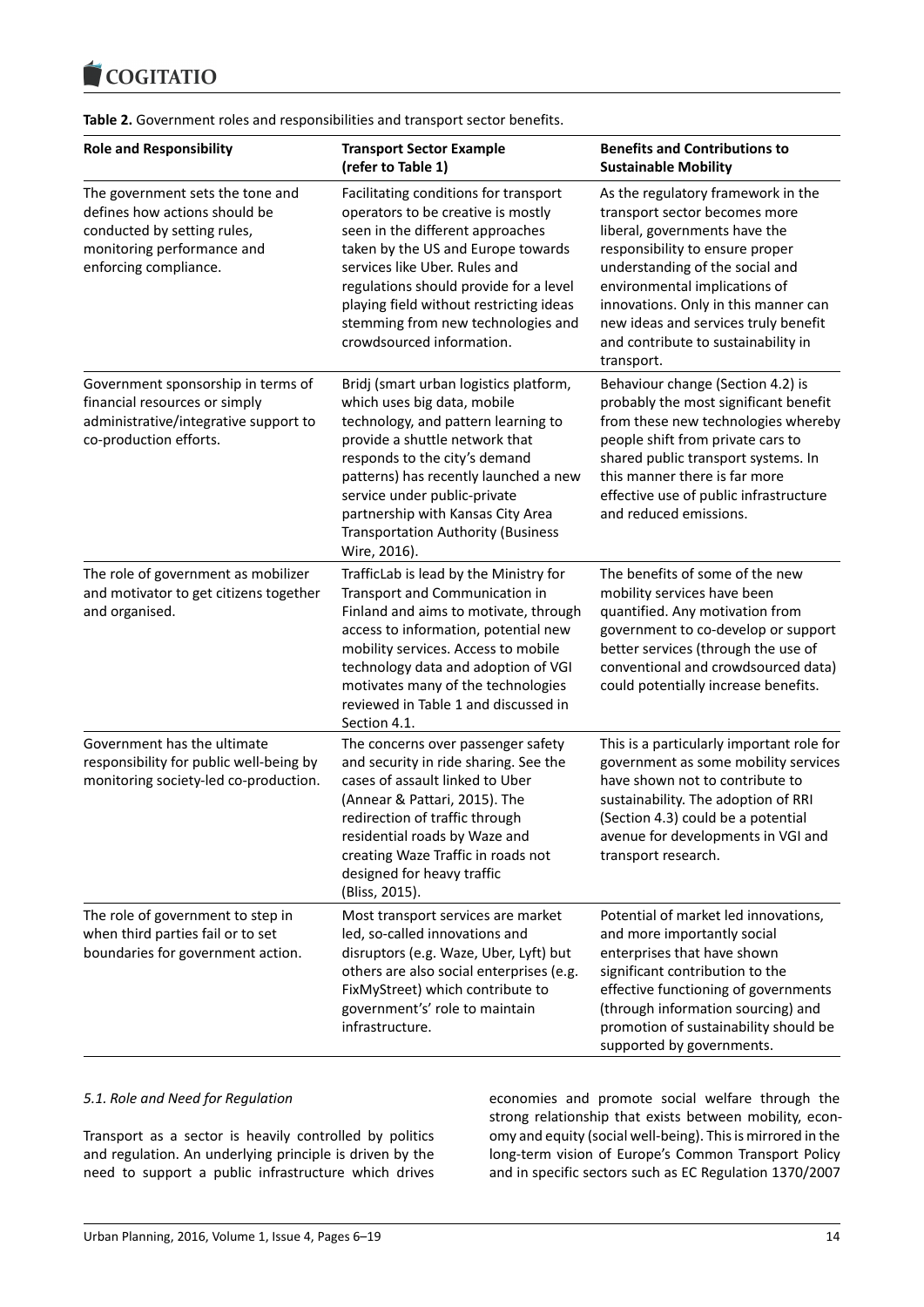**Table 2.** Government roles and responsibilities and transport sector benefits.

| Role and Responsibility | Transport Sector Example (refer to Table 1) | Benefits and Contributions to Sustainable Mobility |
|---|---|---|
| The government sets the tone and defines how actions should be conducted by setting rules, monitoring performance and enforcing compliance. | Facilitating conditions for transport operators to be creative is mostly seen in the different approaches taken by the US and Europe towards services like Uber. Rules and regulations should provide for a level playing field without restricting ideas stemming from new technologies and crowdsourced information. | As the regulatory framework in the transport sector becomes more liberal, governments have the responsibility to ensure proper understanding of the social and environmental implications of innovations. Only in this manner can new ideas and services truly benefit and contribute to sustainability in transport. |
| Government sponsorship in terms of financial resources or simply administrative/integrative support to co-production efforts. | Bridj (smart urban logistics platform, which uses big data, mobile technology, and pattern learning to provide a shuttle network that responds to the city's demand patterns) has recently launched a new service under public-private partnership with Kansas City Area Transportation Authority (Business Wire, 2016). | Behaviour change (Section 4.2) is probably the most significant benefit from these new technologies whereby people shift from private cars to shared public transport systems. In this manner there is far more effective use of public infrastructure and reduced emissions. |
| The role of government as mobilizer and motivator to get citizens together and organised. | TrafficLab is lead by the Ministry for Transport and Communication in Finland and aims to motivate, through access to information, potential new mobility services. Access to mobile technology data and adoption of VGI motivates many of the technologies reviewed in Table 1 and discussed in Section 4.1. | The benefits of some of the new mobility services have been quantified. Any motivation from government to co-develop or support better services (through the use of conventional and crowdsourced data) could potentially increase benefits. |
| Government has the ultimate responsibility for public well-being by monitoring society-led co-production. | The concerns over passenger safety and security in ride sharing. See the cases of assault linked to Uber (Annear & Pattari, 2015). The redirection of traffic through residential roads by Waze and creating Waze Traffic in roads not designed for heavy traffic (Bliss, 2015). | This is a particularly important role for government as some mobility services have shown not to contribute to sustainability. The adoption of RRI (Section 4.3) could be a potential avenue for developments in VGI and transport research. |
| The role of government to step in when third parties fail or to set boundaries for government action. | Most transport services are market led, so-called innovations and disruptors (e.g. Waze, Uber, Lyft) but others are also social enterprises (e.g. FixMyStreet) which contribute to government's' role to maintain infrastructure. | Potential of market led innovations, and more importantly social enterprises that have shown significant contribution to the effective functioning of governments (through information sourcing) and promotion of sustainability should be supported by governments. |

### *5.1. Role and Need for Regulation*

Transport as a sector is heavily controlled by politics and regulation. An underlying principle is driven by the need to support a public infrastructure which drives economies and promote social welfare through the strong relationship that exists between mobility, economy and equity (social well-being). This is mirrored in the long-term vision of Europe's Common Transport Policy and in specific sectors such as EC Regulation 1370/2007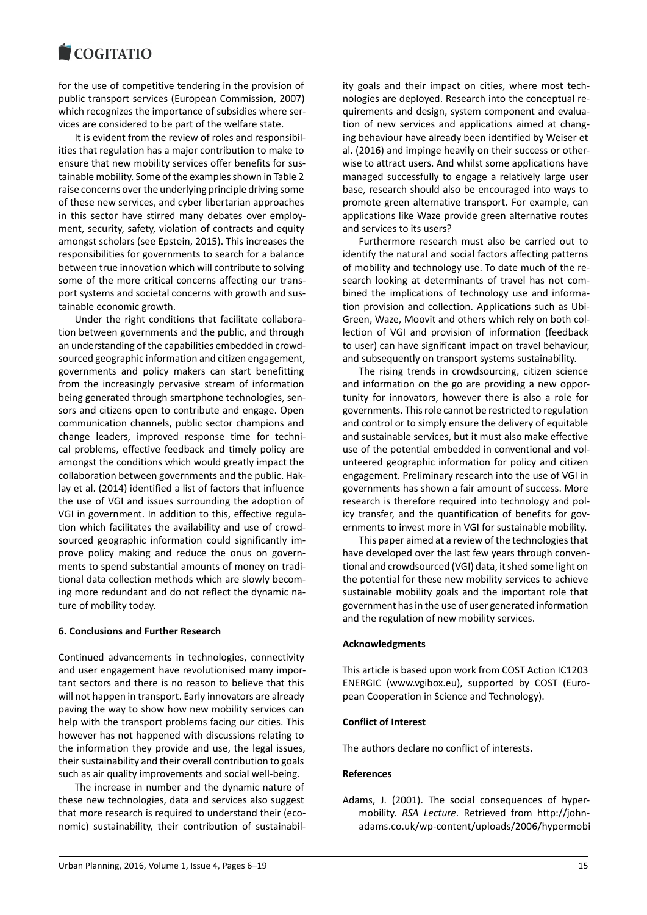for the use of competitive tendering in the provision of public transport services (European Commission, 2007) which recognizes the importance of subsidies where services are considered to be part of the welfare state.

It is evident from the review of roles and responsibilities that regulation has a major contribution to make to ensure that new mobility services offer benefits for sustainable mobility. Some of the examples shown in Table 2 raise concerns over the underlying principle driving some of these new services, and cyber libertarian approaches in this sector have stirred many debates over employment, security, safety, violation of contracts and equity amongst scholars (see Epstein, 2015). This increases the responsibilities for governments to search for a balance between true innovation which will contribute to solving some of the more critical concerns affecting our transport systems and societal concerns with growth and sustainable economic growth.

Under the right conditions that facilitate collaboration between governments and the public, and through an understanding of the capabilities embedded in crowdsourced geographic information and citizen engagement, governments and policy makers can start benefitting from the increasingly pervasive stream of information being generated through smartphone technologies, sensors and citizens open to contribute and engage. Open communication channels, public sector champions and change leaders, improved response time for technical problems, effective feedback and timely policy are amongst the conditions which would greatly impact the collaboration between governments and the public. Haklay et al. (2014) identified a list of factors that influence the use of VGI and issues surrounding the adoption of VGI in government. In addition to this, effective regulation which facilitates the availability and use of crowdsourced geographic information could significantly improve policy making and reduce the onus on governments to spend substantial amounts of money on traditional data collection methods which are slowly becoming more redundant and do not reflect the dynamic nature of mobility today.

## 6. Conclusions and Further Research

Continued advancements in technologies, connectivity and user engagement have revolutionised many important sectors and there is no reason to believe that this will not happen in transport. Early innovators are already paving the way to show how new mobility services can help with the transport problems facing our cities. This however has not happened with discussions relating to the information they provide and use, the legal issues, their sustainability and their overall contribution to goals such as air quality improvements and social well-being.

The increase in number and the dynamic nature of these new technologies, data and services also suggest that more research is required to understand their (economic) sustainability, their contribution of sustainability goals and their impact on cities, where most technologies are deployed. Research into the conceptual requirements and design, system component and evaluation of new services and applications aimed at changing behaviour have already been identified by Weiser et al. (2016) and impinge heavily on their success or otherwise to attract users. And whilst some applications have managed successfully to engage a relatively large user base, research should also be encouraged into ways to promote green alternative transport. For example, can applications like Waze provide green alternative routes and services to its users?

Furthermore research must also be carried out to identify the natural and social factors affecting patterns of mobility and technology use. To date much of the research looking at determinants of travel has not combined the implications of technology use and information provision and collection. Applications such as UbiGreen, Waze, Moovit and others which rely on both collection of VGI and provision of information (feedback to user) can have significant impact on travel behaviour, and subsequently on transport systems sustainability.

The rising trends in crowdsourcing, citizen science and information on the go are providing a new opportunity for innovators, however there is also a role for governments. This role cannot be restricted to regulation and control or to simply ensure the delivery of equitable and sustainable services, but it must also make effective use of the potential embedded in conventional and volunteered geographic information for policy and citizen engagement. Preliminary research into the use of VGI in governments has shown a fair amount of success. More research is therefore required into technology and policy transfer, and the quantification of benefits for governments to invest more in VGI for sustainable mobility.

This paper aimed at a review of the technologies that have developed over the last few years through conventional and crowdsourced (VGI) data, it shed some light on the potential for these new mobility services to achieve sustainable mobility goals and the important role that government has in the use of user generated information and the regulation of new mobility services.

### Acknowledgments

This article is based upon work from COST Action IC1203 ENERGIC (www.vgibox.eu), supported by COST (European Cooperation in Science and Technology).

### Conflict of Interest

The authors declare no conflict of interests.

### References

Adams, J. (2001). The social consequences of hypermobility. *RSA Lecture*. Retrieved from http://john-adams.co.uk/wp-content/uploads/2006/hypermobi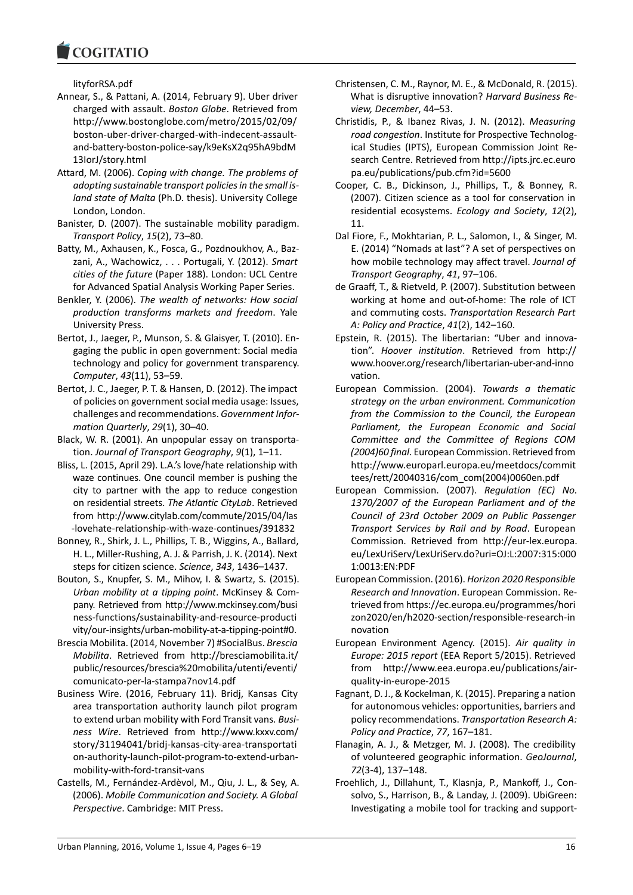lityforRSA.pdf

Annear, S., & Pattani, A. (2014, February 9). Uber driver charged with assault. *Boston Globe*. Retrieved from http://www.bostonglobe.com/metro/2015/02/09/boston-uber-driver-charged-with-indecent-assault-and-battery-boston-police-say/k9eKsX2q95hA9bdM13IorJ/story.html

Attard, M. (2006). *Coping with change. The problems of adopting sustainable transport policies in the small island state of Malta* (Ph.D. thesis). University College London, London.

Banister, D. (2007). The sustainable mobility paradigm. *Transport Policy*, *15*(2), 73–80.

Batty, M., Axhausen, K., Fosca, G., Pozdnoukhov, A., Bazzani, A., Wachowicz, . . . Portugali, Y. (2012). *Smart cities of the future* (Paper 188). London: UCL Centre for Advanced Spatial Analysis Working Paper Series.

Benkler, Y. (2006). *The wealth of networks: How social production transforms markets and freedom*. Yale University Press.

Bertot, J., Jaeger, P., Munson, S. & Glaisyer, T. (2010). Engaging the public in open government: Social media technology and policy for government transparency. *Computer*, *43*(11), 53–59.

Bertot, J. C., Jaeger, P. T. & Hansen, D. (2012). The impact of policies on government social media usage: Issues, challenges and recommendations. *Government Information Quarterly*, *29*(1), 30–40.

Black, W. R. (2001). An unpopular essay on transportation. *Journal of Transport Geography*, *9*(1), 1–11.

Bliss, L. (2015, April 29). L.A.'s love/hate relationship with waze continues. One council member is pushing the city to partner with the app to reduce congestion on residential streets. *The Atlantic CityLab*. Retrieved from http://www.citylab.com/commute/2015/04/las-lovehate-relationship-with-waze-continues/391832

Bonney, R., Shirk, J. L., Phillips, T. B., Wiggins, A., Ballard, H. L., Miller-Rushing, A. J. & Parrish, J. K. (2014). Next steps for citizen science. *Science*, *343*, 1436–1437.

Bouton, S., Knupfer, S. M., Mihov, I. & Swartz, S. (2015). *Urban mobility at a tipping point*. McKinsey & Company. Retrieved from http://www.mckinsey.com/business-functions/sustainability-and-resource-productivity/our-insights/urban-mobility-at-a-tipping-point#0.

Brescia Mobilita. (2014, November 7) #SocialBus. *Brescia Mobilita*. Retrieved from http://bresciamobilita.it/public/resources/brescia%20mobilita/utenti/eventi/comunicato-per-la-stampa7nov14.pdf

Business Wire. (2016, February 11). Bridj, Kansas City area transportation authority launch pilot program to extend urban mobility with Ford Transit vans. *Business Wire*. Retrieved from http://www.kxxv.com/story/31194041/bridj-kansas-city-area-transportation-authority-launch-pilot-program-to-extend-urban-mobility-with-ford-transit-vans

Castells, M., Fernández-Ardèvol, M., Qiu, J. L., & Sey, A. (2006). *Mobile Communication and Society. A Global Perspective*. Cambridge: MIT Press.

Christensen, C. M., Raynor, M. E., & McDonald, R. (2015). What is disruptive innovation? *Harvard Business Review, December*, 44–53.

Christidis, P., & Ibanez Rivas, J. N. (2012). *Measuring road congestion*. Institute for Prospective Technological Studies (IPTS), European Commission Joint Research Centre. Retrieved from http://ipts.jrc.ec.europa.eu/publications/pub.cfm?id=5600

Cooper, C. B., Dickinson, J., Phillips, T., & Bonney, R. (2007). Citizen science as a tool for conservation in residential ecosystems. *Ecology and Society*, *12*(2), 11.

Dal Fiore, F., Mokhtarian, P. L., Salomon, I., & Singer, M. E. (2014) "Nomads at last"? A set of perspectives on how mobile technology may affect travel. *Journal of Transport Geography*, *41*, 97–106.

de Graaff, T., & Rietveld, P. (2007). Substitution between working at home and out-of-home: The role of ICT and commuting costs. *Transportation Research Part A: Policy and Practice*, *41*(2), 142–160.

Epstein, R. (2015). The libertarian: "Uber and innovation". *Hoover institution*. Retrieved from http://www.hoover.org/research/libertarian-uber-and-innovation.

European Commission. (2004). *Towards a thematic strategy on the urban environment. Communication from the Commission to the Council, the European Parliament, the European Economic and Social Committee and the Committee of Regions COM (2004)60 final*. European Commission. Retrieved from http://www.europarl.europa.eu/meetdocs/committees/rett/20040316/com_com(2004)0060en.pdf

European Commission. (2007). *Regulation (EC) No. 1370/2007 of the European Parliament and of the Council of 23rd October 2009 on Public Passenger Transport Services by Rail and by Road*. European Commission. Retrieved from http://eur-lex.europa.eu/LexUriServ/LexUriServ.do?uri=OJ:L:2007:315:0001:0013:EN:PDF

European Commission. (2016). *Horizon 2020 Responsible Research and Innovation*. European Commission. Retrieved from https://ec.europa.eu/programmes/horizon2020/en/h2020-section/responsible-research-innovation

European Environment Agency. (2015). *Air quality in Europe: 2015 report* (EEA Report 5/2015). Retrieved from http://www.eea.europa.eu/publications/air-quality-in-europe-2015

Fagnant, D. J., & Kockelman, K. (2015). Preparing a nation for autonomous vehicles: opportunities, barriers and policy recommendations. *Transportation Research A: Policy and Practice*, *77*, 167–181.

Flanagin, A. J., & Metzger, M. J. (2008). The credibility of volunteered geographic information. *GeoJournal*, *72*(3-4), 137–148.

Froehlich, J., Dillahunt, T., Klasnja, P., Mankoff, J., Consolvo, S., Harrison, B., & Landay, J. (2009). UbiGreen: Investigating a mobile tool for tracking and support-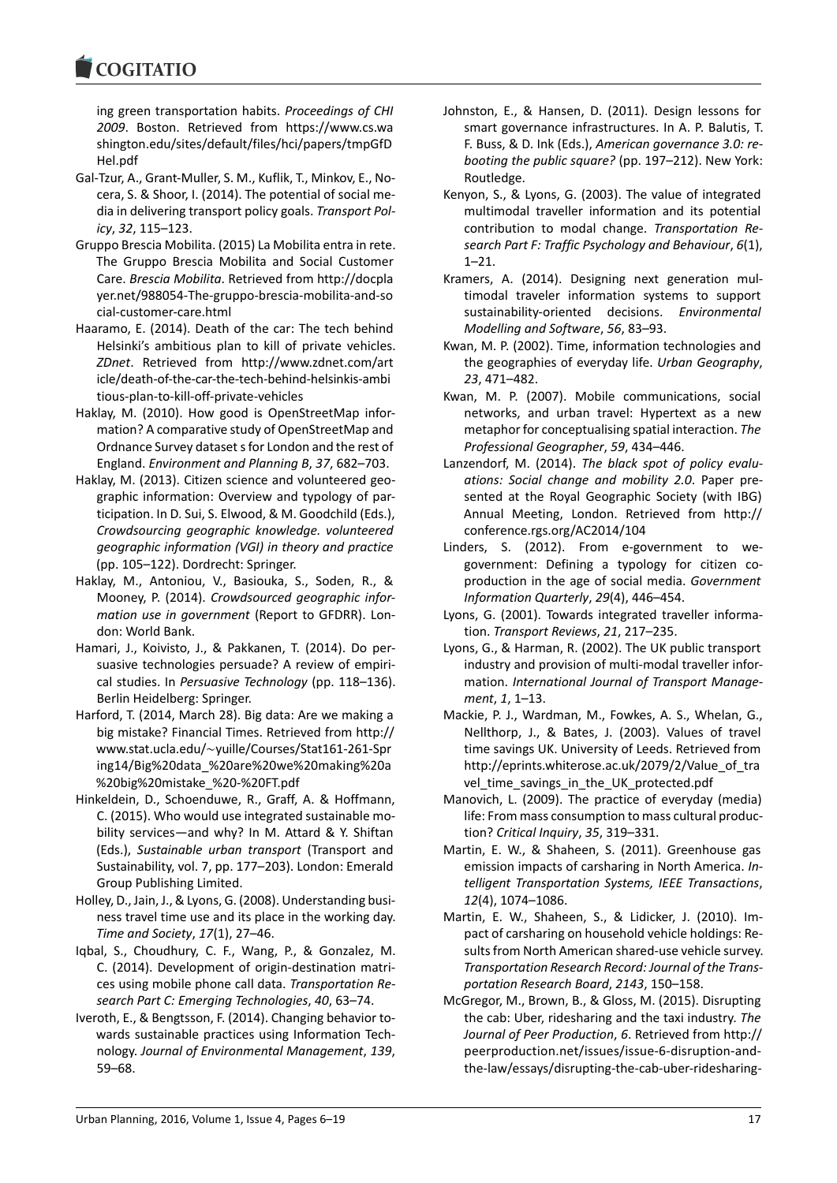ing green transportation habits. *Proceedings of CHI 2009*. Boston. Retrieved from https://www.cs.washington.edu/sites/default/files/hci/papers/tmpGfDHel.pdf

Gal-Tzur, A., Grant-Muller, S. M., Kuflik, T., Minkov, E., Nocera, S. & Shoor, I. (2014). The potential of social media in delivering transport policy goals. *Transport Policy*, *32*, 115–123.

Gruppo Brescia Mobilita. (2015) La Mobilita entra in rete. The Gruppo Brescia Mobilita and Social Customer Care. *Brescia Mobilita*. Retrieved from http://docplayer.net/988054-The-gruppo-brescia-mobilita-and-social-customer-care.html

Haaramo, E. (2014). Death of the car: The tech behind Helsinki's ambitious plan to kill of private vehicles. *ZDnet*. Retrieved from http://www.zdnet.com/article/death-of-the-car-the-tech-behind-helsinkis-ambitious-plan-to-kill-off-private-vehicles

Haklay, M. (2010). How good is OpenStreetMap information? A comparative study of OpenStreetMap and Ordnance Survey dataset s for London and the rest of England. *Environment and Planning B*, *37*, 682–703.

Haklay, M. (2013). Citizen science and volunteered geographic information: Overview and typology of participation. In D. Sui, S. Elwood, & M. Goodchild (Eds.), *Crowdsourcing geographic knowledge. volunteered geographic information (VGI) in theory and practice* (pp. 105–122). Dordrecht: Springer.

Haklay, M., Antoniou, V., Basiouka, S., Soden, R., & Mooney, P. (2014). *Crowdsourced geographic information use in government* (Report to GFDRR). London: World Bank.

Hamari, J., Koivisto, J., & Pakkanen, T. (2014). Do persuasive technologies persuade? A review of empirical studies. In *Persuasive Technology* (pp. 118–136). Berlin Heidelberg: Springer.

Harford, T. (2014, March 28). Big data: Are we making a big mistake? Financial Times. Retrieved from http://www.stat.ucla.edu/~yuille/Courses/Stat161-261-Spring14/Big%20data_%20are%20we%20making%20a%20big%20mistake_%20-%20FT.pdf

Hinkeldein, D., Schoenduwe, R., Graff, A. & Hoffmann, C. (2015). Who would use integrated sustainable mobility services—and why? In M. Attard & Y. Shiftan (Eds.), *Sustainable urban transport* (Transport and Sustainability, vol. 7, pp. 177–203). London: Emerald Group Publishing Limited.

Holley, D., Jain, J., & Lyons, G. (2008). Understanding business travel time use and its place in the working day. *Time and Society*, *17*(1), 27–46.

Iqbal, S., Choudhury, C. F., Wang, P., & Gonzalez, M. C. (2014). Development of origin-destination matrices using mobile phone call data. *Transportation Research Part C: Emerging Technologies*, *40*, 63–74.

Iveroth, E., & Bengtsson, F. (2014). Changing behavior towards sustainable practices using Information Technology. *Journal of Environmental Management*, *139*, 59–68.

Johnston, E., & Hansen, D. (2011). Design lessons for smart governance infrastructures. In A. P. Balutis, T. F. Buss, & D. Ink (Eds.), *American governance 3.0: rebooting the public square?* (pp. 197–212). New York: Routledge.

Kenyon, S., & Lyons, G. (2003). The value of integrated multimodal traveller information and its potential contribution to modal change. *Transportation Research Part F: Traffic Psychology and Behaviour*, *6*(1), 1–21.

Kramers, A. (2014). Designing next generation multimodal traveler information systems to support sustainability-oriented decisions. *Environmental Modelling and Software*, *56*, 83–93.

Kwan, M. P. (2002). Time, information technologies and the geographies of everyday life. *Urban Geography*, *23*, 471–482.

Kwan, M. P. (2007). Mobile communications, social networks, and urban travel: Hypertext as a new metaphor for conceptualising spatial interaction. *The Professional Geographer*, *59*, 434–446.

Lanzendorf, M. (2014). *The black spot of policy evaluations: Social change and mobility 2.0*. Paper presented at the Royal Geographic Society (with IBG) Annual Meeting, London. Retrieved from http://conference.rgs.org/AC2014/104

Linders, S. (2012). From e-government to we-government: Defining a typology for citizen coproduction in the age of social media. *Government Information Quarterly*, *29*(4), 446–454.

Lyons, G. (2001). Towards integrated traveller information. *Transport Reviews*, *21*, 217–235.

Lyons, G., & Harman, R. (2002). The UK public transport industry and provision of multi-modal traveller information. *International Journal of Transport Management*, *1*, 1–13.

Mackie, P. J., Wardman, M., Fowkes, A. S., Whelan, G., Nellthorp, J., & Bates, J. (2003). Values of travel time savings UK. University of Leeds. Retrieved from http://eprints.whiterose.ac.uk/2079/2/Value_of_travel_time_savings_in_the_UK_protected.pdf

Manovich, L. (2009). The practice of everyday (media) life: From mass consumption to mass cultural production? *Critical Inquiry*, *35*, 319–331.

Martin, E. W., & Shaheen, S. (2011). Greenhouse gas emission impacts of carsharing in North America. *Intelligent Transportation Systems, IEEE Transactions*, *12*(4), 1074–1086.

Martin, E. W., Shaheen, S., & Lidicker, J. (2010). Impact of carsharing on household vehicle holdings: Results from North American shared-use vehicle survey. *Transportation Research Record: Journal of the Transportation Research Board*, *2143*, 150–158.

McGregor, M., Brown, B., & Gloss, M. (2015). Disrupting the cab: Uber, ridesharing and the taxi industry. *The Journal of Peer Production*, *6*. Retrieved from http://peerproduction.net/issues/issue-6-disruption-and-the-law/essays/disrupting-the-cab-uber-ridesharing-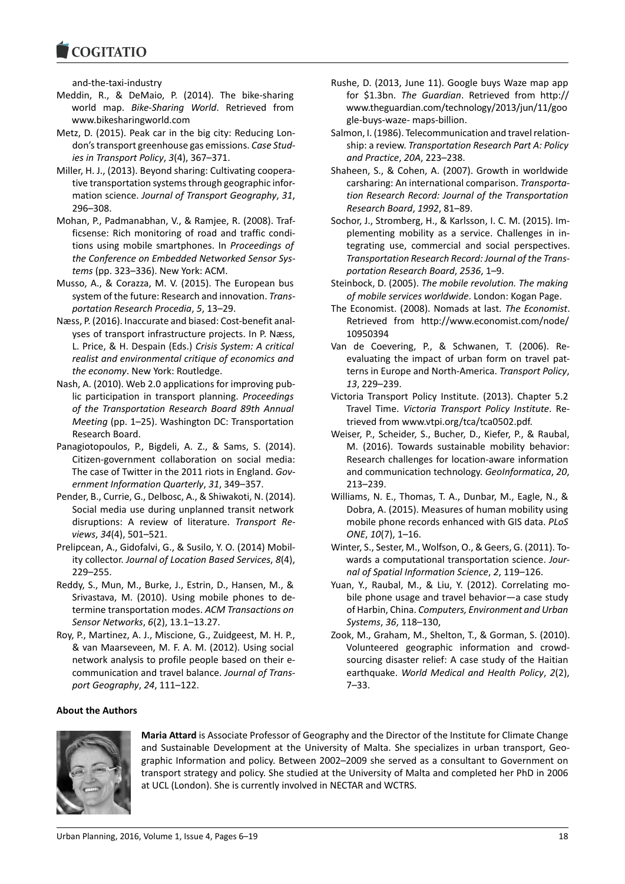and-the-taxi-industry

Meddin, R., & DeMaio, P. (2014). The bike-sharing world map. *Bike-Sharing World*. Retrieved from www.bikesharingworld.com

Metz, D. (2015). Peak car in the big city: Reducing London's transport greenhouse gas emissions. *Case Studies in Transport Policy*, *3*(4), 367–371.

Miller, H. J., (2013). Beyond sharing: Cultivating cooperative transportation systems through geographic information science. *Journal of Transport Geography*, *31*, 296–308.

Mohan, P., Padmanabhan, V., & Ramjee, R. (2008). Trafficsense: Rich monitoring of road and traffic conditions using mobile smartphones. In *Proceedings of the Conference on Embedded Networked Sensor Systems* (pp. 323–336). New York: ACM.

Musso, A., & Corazza, M. V. (2015). The European bus system of the future: Research and innovation. *Transportation Research Procedia*, *5*, 13–29.

Næss, P. (2016). Inaccurate and biased: Cost-benefit analyses of transport infrastructure projects. In P. Næss, L. Price, & H. Despain (Eds.) *Crisis System: A critical realist and environmental critique of economics and the economy*. New York: Routledge.

Nash, A. (2010). Web 2.0 applications for improving public participation in transport planning. *Proceedings of the Transportation Research Board 89th Annual Meeting* (pp. 1–25). Washington DC: Transportation Research Board.

Panagiotopoulos, P., Bigdeli, A. Z., & Sams, S. (2014). Citizen-government collaboration on social media: The case of Twitter in the 2011 riots in England. *Government Information Quarterly*, *31*, 349–357.

Pender, B., Currie, G., Delbosc, A., & Shiwakoti, N. (2014). Social media use during unplanned transit network disruptions: A review of literature. *Transport Reviews*, *34*(4), 501–521.

Prelipcean, A., Gidofalvi, G., & Susilo, Y. O. (2014) Mobility collector. *Journal of Location Based Services*, *8*(4), 229–255.

Reddy, S., Mun, M., Burke, J., Estrin, D., Hansen, M., & Srivastava, M. (2010). Using mobile phones to determine transportation modes. *ACM Transactions on Sensor Networks*, *6*(2), 13.1–13.27.

Roy, P., Martinez, A. J., Miscione, G., Zuidgeest, M. H. P., & van Maarseveen, M. F. A. M. (2012). Using social network analysis to profile people based on their e-communication and travel balance. *Journal of Transport Geography*, *24*, 111–122.

Rushe, D. (2013, June 11). Google buys Waze map app for $1.3bn. *The Guardian*. Retrieved from http://www.theguardian.com/technology/2013/jun/11/google-buys-waze- maps-billion.

Salmon, I. (1986). Telecommunication and travel relationship: a review. *Transportation Research Part A: Policy and Practice*, *20A*, 223–238.

Shaheen, S., & Cohen, A. (2007). Growth in worldwide carsharing: An international comparison. *Transportation Research Record: Journal of the Transportation Research Board*, *1992*, 81–89.

Sochor, J., Stromberg, H., & Karlsson, I. C. M. (2015). Implementing mobility as a service. Challenges in integrating use, commercial and social perspectives. *Transportation Research Record: Journal of the Transportation Research Board*, *2536*, 1–9.

Steinbock, D. (2005). *The mobile revolution. The making of mobile services worldwide*. London: Kogan Page.

The Economist. (2008). Nomads at last. *The Economist*. Retrieved from http://www.economist.com/node/10950394

Van de Coevering, P., & Schwanen, T. (2006). Re-evaluating the impact of urban form on travel patterns in Europe and North-America. *Transport Policy*, *13*, 229–239.

Victoria Transport Policy Institute. (2013). Chapter 5.2 Travel Time. *Victoria Transport Policy Institute*. Retrieved from www.vtpi.org/tca/tca0502.pdf.

Weiser, P., Scheider, S., Bucher, D., Kiefer, P., & Raubal, M. (2016). Towards sustainable mobility behavior: Research challenges for location-aware information and communication technology. *GeoInformatica*, *20*, 213–239.

Williams, N. E., Thomas, T. A., Dunbar, M., Eagle, N., & Dobra, A. (2015). Measures of human mobility using mobile phone records enhanced with GIS data. *PLoS ONE*, *10*(7), 1–16.

Winter, S., Sester, M., Wolfson, O., & Geers, G. (2011). Towards a computational transportation science. *Journal of Spatial Information Science*, *2*, 119–126.

Yuan, Y., Raubal, M., & Liu, Y. (2012). Correlating mobile phone usage and travel behavior—a case study of Harbin, China. *Computers, Environment and Urban Systems*, *36*, 118–130,

Zook, M., Graham, M., Shelton, T., & Gorman, S. (2010). Volunteered geographic information and crowdsourcing disaster relief: A case study of the Haitian earthquake. *World Medical and Health Policy*, *2*(2), 7–33.

**About the Authors**

**Maria Attard** is Associate Professor of Geography and the Director of the Institute for Climate Change and Sustainable Development at the University of Malta. She specializes in urban transport, Geographic Information and policy. Between 2002–2009 she served as a consultant to Government on transport strategy and policy. She studied at the University of Malta and completed her PhD in 2006 at UCL (London). She is currently involved in NECTAR and WCTRS.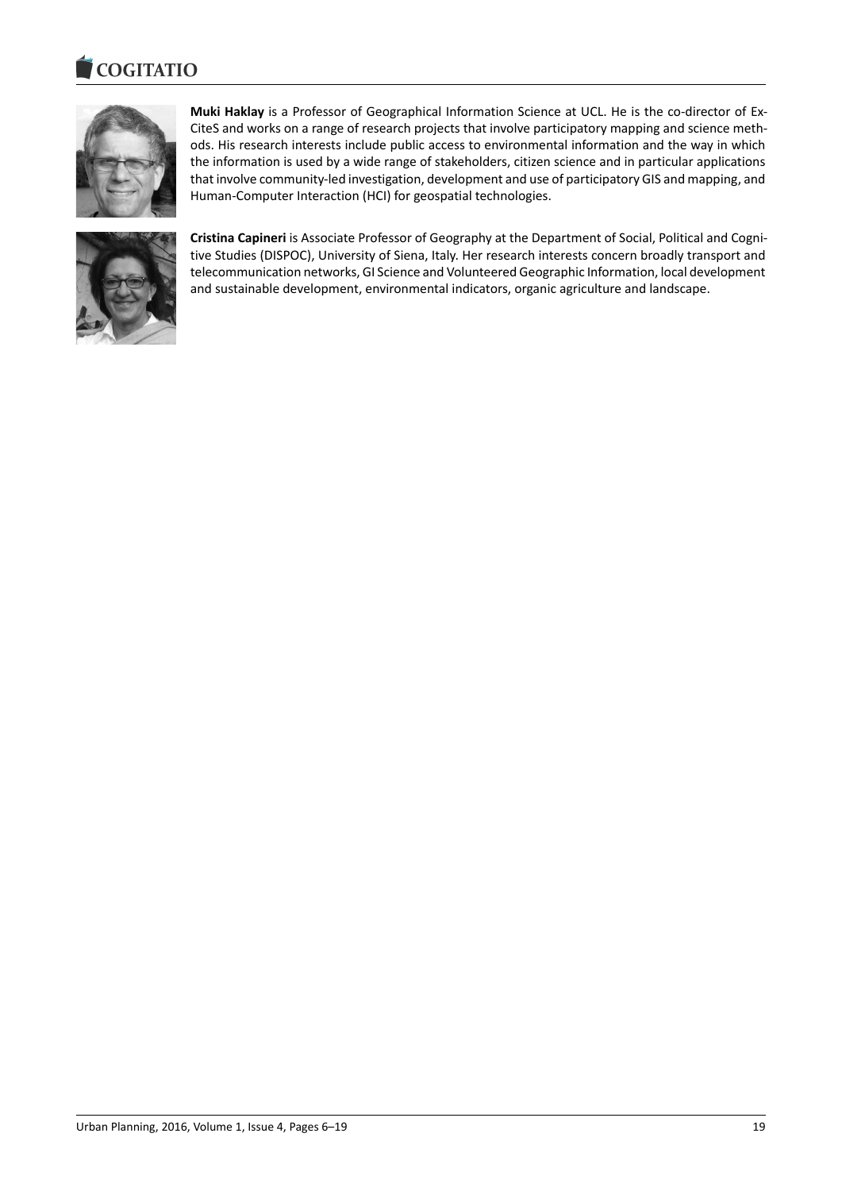**Muki Haklay** is a Professor of Geographical Information Science at UCL. He is the co-director of ExCiteS and works on a range of research projects that involve participatory mapping and science methods. His research interests include public access to environmental information and the way in which the information is used by a wide range of stakeholders, citizen science and in particular applications that involve community-led investigation, development and use of participatory GIS and mapping, and Human-Computer Interaction (HCI) for geospatial technologies.

**Cristina Capineri** is Associate Professor of Geography at the Department of Social, Political and Cognitive Studies (DISPOC), University of Siena, Italy. Her research interests concern broadly transport and telecommunication networks, GI Science and Volunteered Geographic Information, local development and sustainable development, environmental indicators, organic agriculture and landscape.